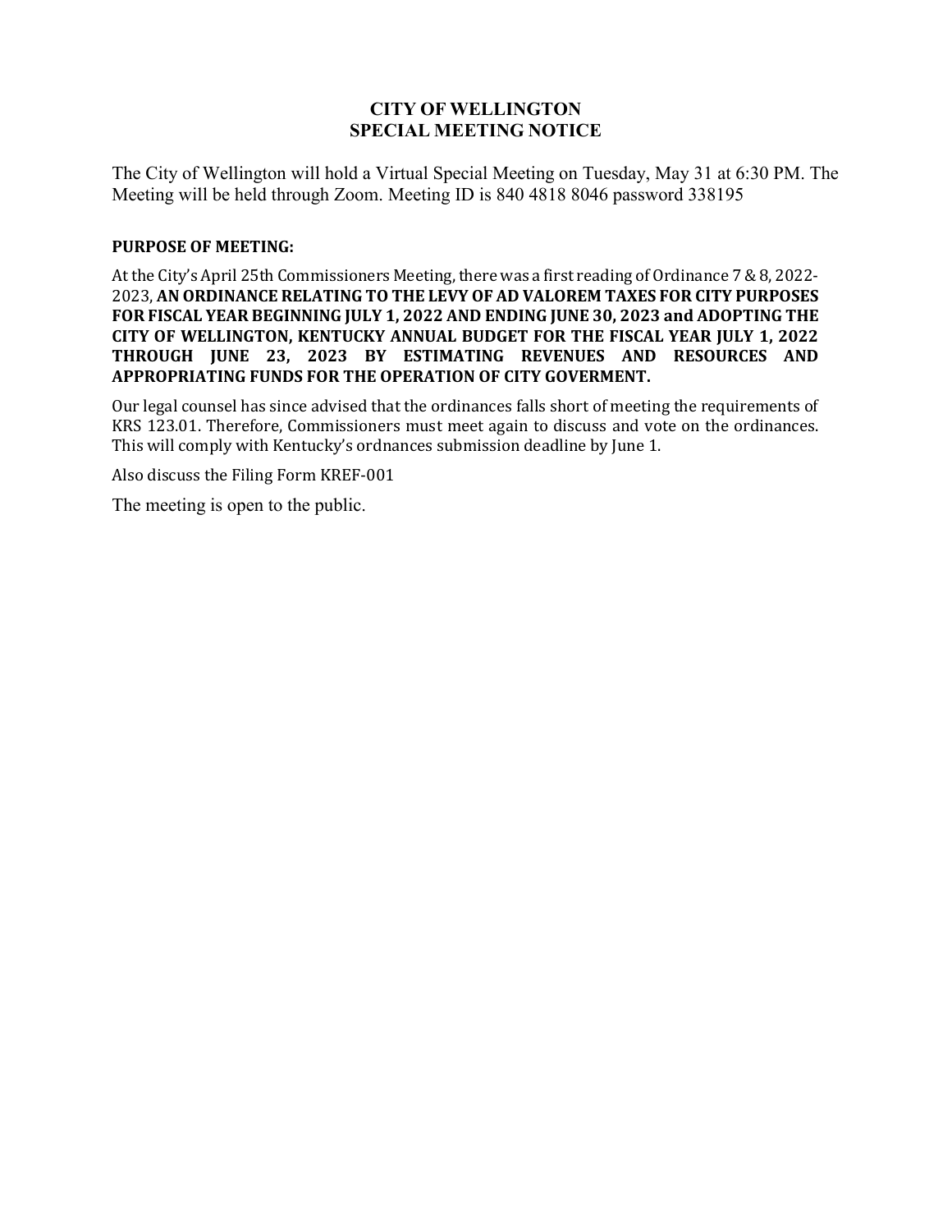# CITY OF WELLINGTON
## SPECIAL MEETING NOTICE

The City of Wellington will hold a Virtual Special Meeting on Tuesday, May 31 at 6:30 PM. The Meeting will be held through Zoom. Meeting ID is 840 4818 8046 password 338195

**PURPOSE OF MEETING:**

At the City's April 25th Commissioners Meeting, there was a first reading of Ordinance 7 & 8, 2022-2023, **AN ORDINANCE RELATING TO THE LEVY OF AD VALOREM TAXES FOR CITY PURPOSES FOR FISCAL YEAR BEGINNING JULY 1, 2022 AND ENDING JUNE 30, 2023 and ADOPTING THE CITY OF WELLINGTON, KENTUCKY ANNUAL BUDGET FOR THE FISCAL YEAR JULY 1, 2022 THROUGH JUNE 23, 2023 BY ESTIMATING REVENUES AND RESOURCES AND APPROPRIATING FUNDS FOR THE OPERATION OF CITY GOVERMENT.**

Our legal counsel has since advised that the ordinances falls short of meeting the requirements of KRS 123.01. Therefore, Commissioners must meet again to discuss and vote on the ordinances. This will comply with Kentucky's ordnances submission deadline by June 1.

Also discuss the Filing Form KREF-001

The meeting is open to the public.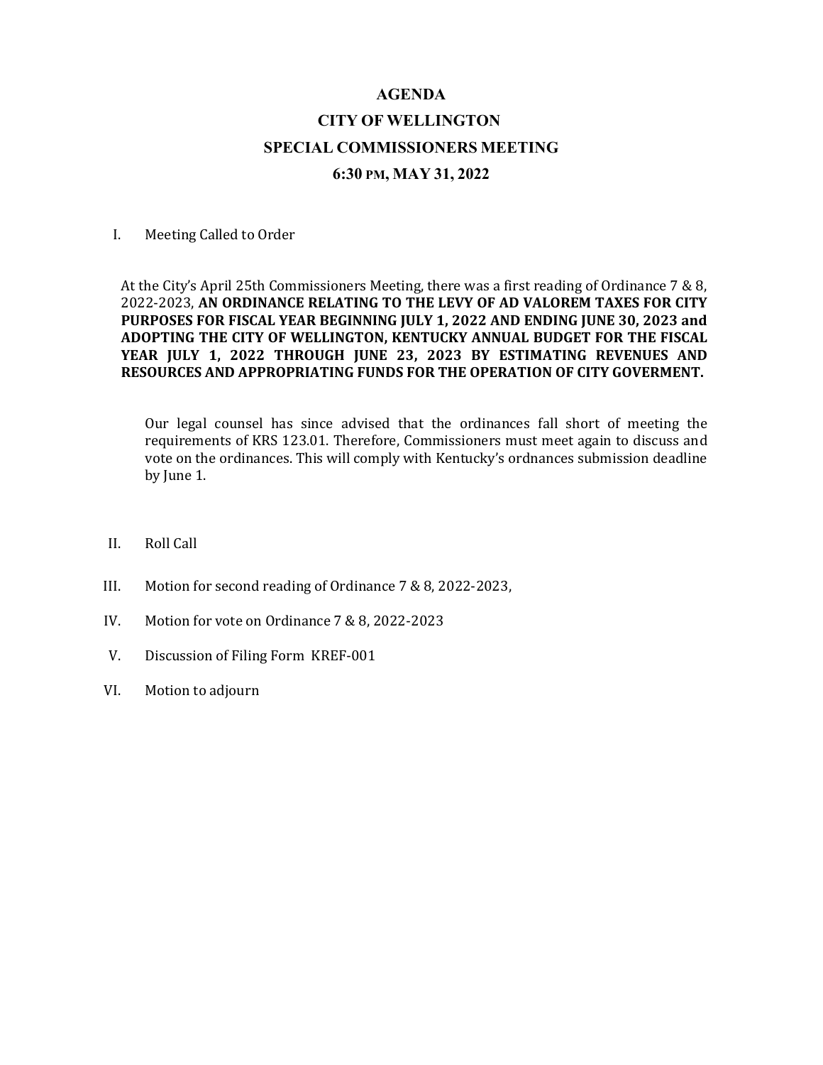# AGENDA

# CITY OF WELLINGTON

# SPECIAL COMMISSIONERS MEETING

# 6:30 PM, MAY 31, 2022

I. Meeting Called to Order

At the City's April 25th Commissioners Meeting, there was a first reading of Ordinance 7 & 8, 2022-2023, **AN ORDINANCE RELATING TO THE LEVY OF AD VALOREM TAXES FOR CITY PURPOSES FOR FISCAL YEAR BEGINNING JULY 1, 2022 AND ENDING JUNE 30, 2023 and ADOPTING THE CITY OF WELLINGTON, KENTUCKY ANNUAL BUDGET FOR THE FISCAL YEAR JULY 1, 2022 THROUGH JUNE 23, 2023 BY ESTIMATING REVENUES AND RESOURCES AND APPROPRIATING FUNDS FOR THE OPERATION OF CITY GOVERMENT.**

Our legal counsel has since advised that the ordinances fall short of meeting the requirements of KRS 123.01. Therefore, Commissioners must meet again to discuss and vote on the ordinances. This will comply with Kentucky's ordnances submission deadline by June 1.

II. Roll Call

III. Motion for second reading of Ordinance 7 & 8, 2022-2023,

IV. Motion for vote on Ordinance 7 & 8, 2022-2023

V. Discussion of Filing Form KREF-001

VI. Motion to adjourn